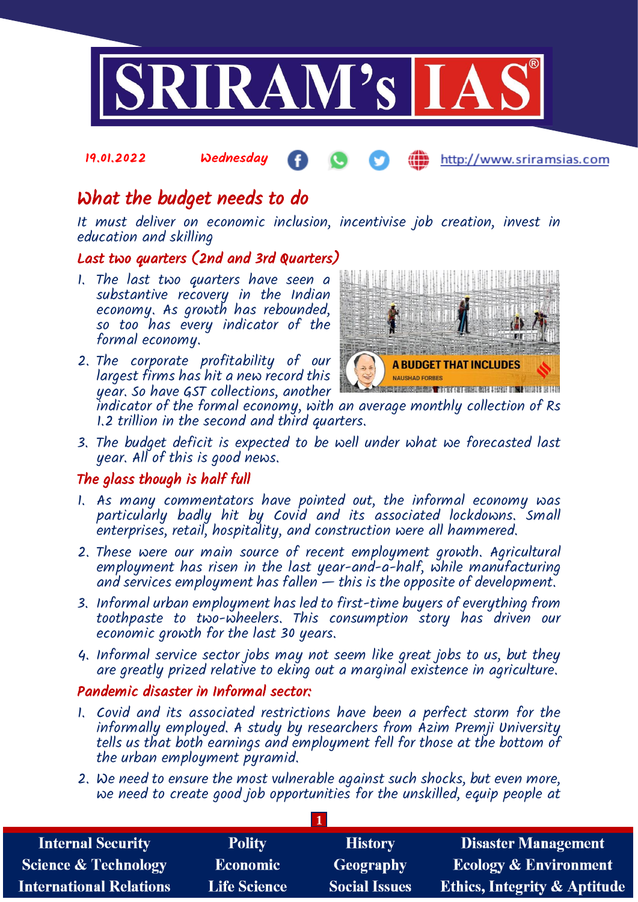19.01.2022 Wednesday http://www.sriramsias.com

# What the budget needs to do

*It must deliver on economic inclusion, incentivise job creation, invest in education and skilling*

## Last two quarters (2nd and 3rd Quarters)

1. The last two quarters have seen a substantive recovery in the Indian economy. As growth has rebounded, so too has every indicator of the formal economy.
2. The corporate profitability of our largest firms has hit a new record this year. So have GST collections, another indicator of the formal economy, with an average monthly collection of Rs 1.2 trillion in the second and third quarters.
3. The budget deficit is expected to be well under what we forecasted last year. All of this is good news.

A BUDGET THAT INCLUDES
NAUSHAD FORBES

## The glass though is half full

1. As many commentators have pointed out, the informal economy was particularly badly hit by Covid and its associated lockdowns. Small enterprises, retail, hospitality, and construction were all hammered.
2. These were our main source of recent employment growth. Agricultural employment has risen in the last year-and-a-half, while manufacturing and services employment has fallen — this is the opposite of development.
3. Informal urban employment has led to first-time buyers of everything from toothpaste to two-wheelers. This consumption story has driven our economic growth for the last 30 years.
4. Informal service sector jobs may not seem like great jobs to us, but they are greatly prized relative to eking out a marginal existence in agriculture.

## Pandemic disaster in Informal sector:

1. Covid and its associated restrictions have been a perfect storm for the informally employed. A study by researchers from Azim Premji University tells us that both earnings and employment fell for those at the bottom of the urban employment pyramid.
2. We need to ensure the most vulnerable against such shocks, but even more, we need to create good job opportunities for the unskilled, equip people at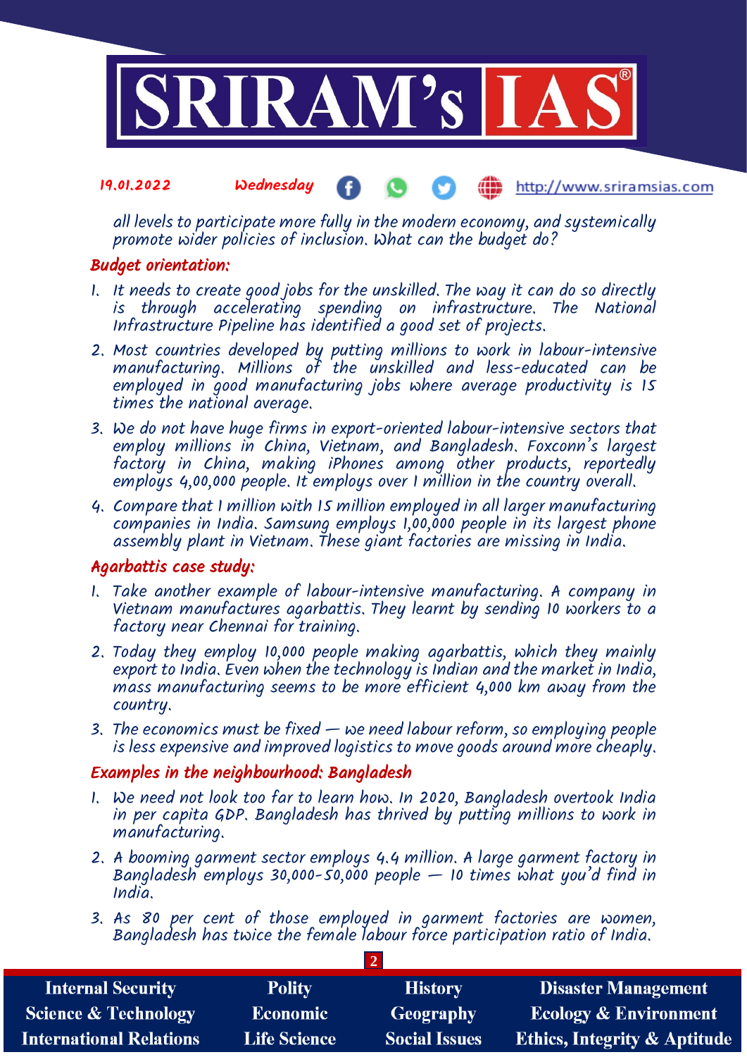all levels to participate more fully in the modern economy, and systemically promote wider policies of inclusion. What can the budget do?

### Budget orientation:

1. It needs to create good jobs for the unskilled. The way it can do so directly is through accelerating spending on infrastructure. The National Infrastructure Pipeline has identified a good set of projects.
2. Most countries developed by putting millions to work in labour-intensive manufacturing. Millions of the unskilled and less-educated can be employed in good manufacturing jobs where average productivity is 15 times the national average.
3. We do not have huge firms in export-oriented labour-intensive sectors that employ millions in China, Vietnam, and Bangladesh. Foxconn's largest factory in China, making iPhones among other products, reportedly employs 4,00,000 people. It employs over 1 million in the country overall.
4. Compare that 1 million with 15 million employed in all larger manufacturing companies in India. Samsung employs 1,00,000 people in its largest phone assembly plant in Vietnam. These giant factories are missing in India.

### Agarbattis case study:

1. Take another example of labour-intensive manufacturing. A company in Vietnam manufactures agarbattis. They learnt by sending 10 workers to a factory near Chennai for training.
2. Today they employ 10,000 people making agarbattis, which they mainly export to India. Even when the technology is Indian and the market in India, mass manufacturing seems to be more efficient 4,000 km away from the country.
3. The economics must be fixed — we need labour reform, so employing people is less expensive and improved logistics to move goods around more cheaply.

### Examples in the neighbourhood: Bangladesh

1. We need not look too far to learn how. In 2020, Bangladesh overtook India in per capita GDP. Bangladesh has thrived by putting millions to work in manufacturing.
2. A booming garment sector employs 4.4 million. A large garment factory in Bangladesh employs 30,000-50,000 people — 10 times what you'd find in India.
3. As 80 per cent of those employed in garment factories are women, Bangladesh has twice the female labour force participation ratio of India.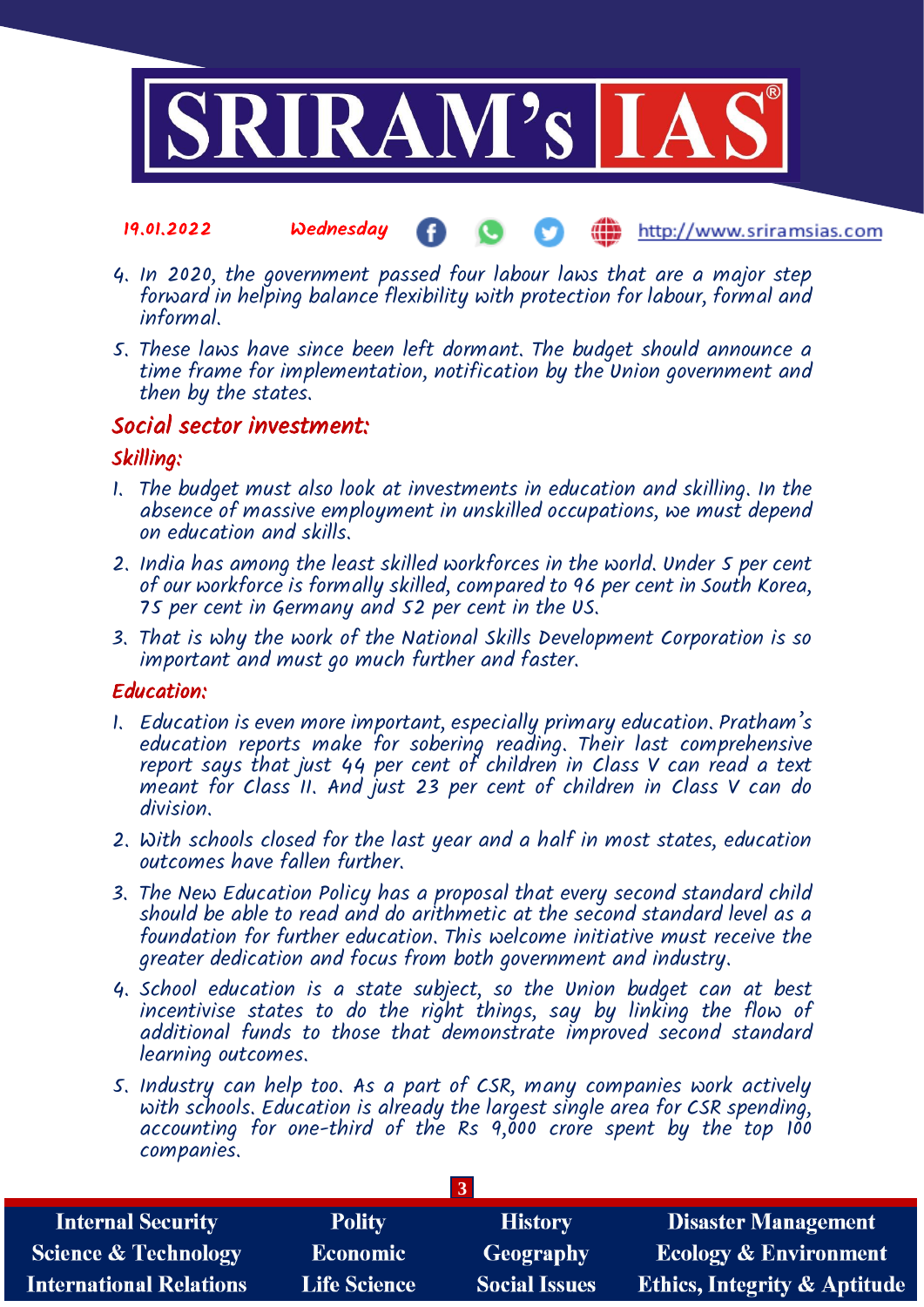4. In 2020, the government passed four labour laws that are a major step forward in helping balance flexibility with protection for labour, formal and informal.
5. These laws have since been left dormant. The budget should announce a time frame for implementation, notification by the Union government and then by the states.

## Social sector investment:

### Skilling:

1. The budget must also look at investments in education and skilling. In the absence of massive employment in unskilled occupations, we must depend on education and skills.
2. India has among the least skilled workforces in the world. Under 5 per cent of our workforce is formally skilled, compared to 96 per cent in South Korea, 75 per cent in Germany and 52 per cent in the US.
3. That is why the work of the National Skills Development Corporation is so important and must go much further and faster.

### Education:

1. Education is even more important, especially primary education. Pratham's education reports make for sobering reading. Their last comprehensive report says that just 44 per cent of children in Class V can read a text meant for Class II. And just 23 per cent of children in Class V can do division.
2. With schools closed for the last year and a half in most states, education outcomes have fallen further.
3. The New Education Policy has a proposal that every second standard child should be able to read and do arithmetic at the second standard level as a foundation for further education. This welcome initiative must receive the greater dedication and focus from both government and industry.
4. School education is a state subject, so the Union budget can at best incentivise states to do the right things, say by linking the flow of additional funds to those that demonstrate improved second standard learning outcomes.
5. Industry can help too. As a part of CSR, many companies work actively with schools. Education is already the largest single area for CSR spending, accounting for one-third of the Rs 9,000 crore spent by the top 100 companies.